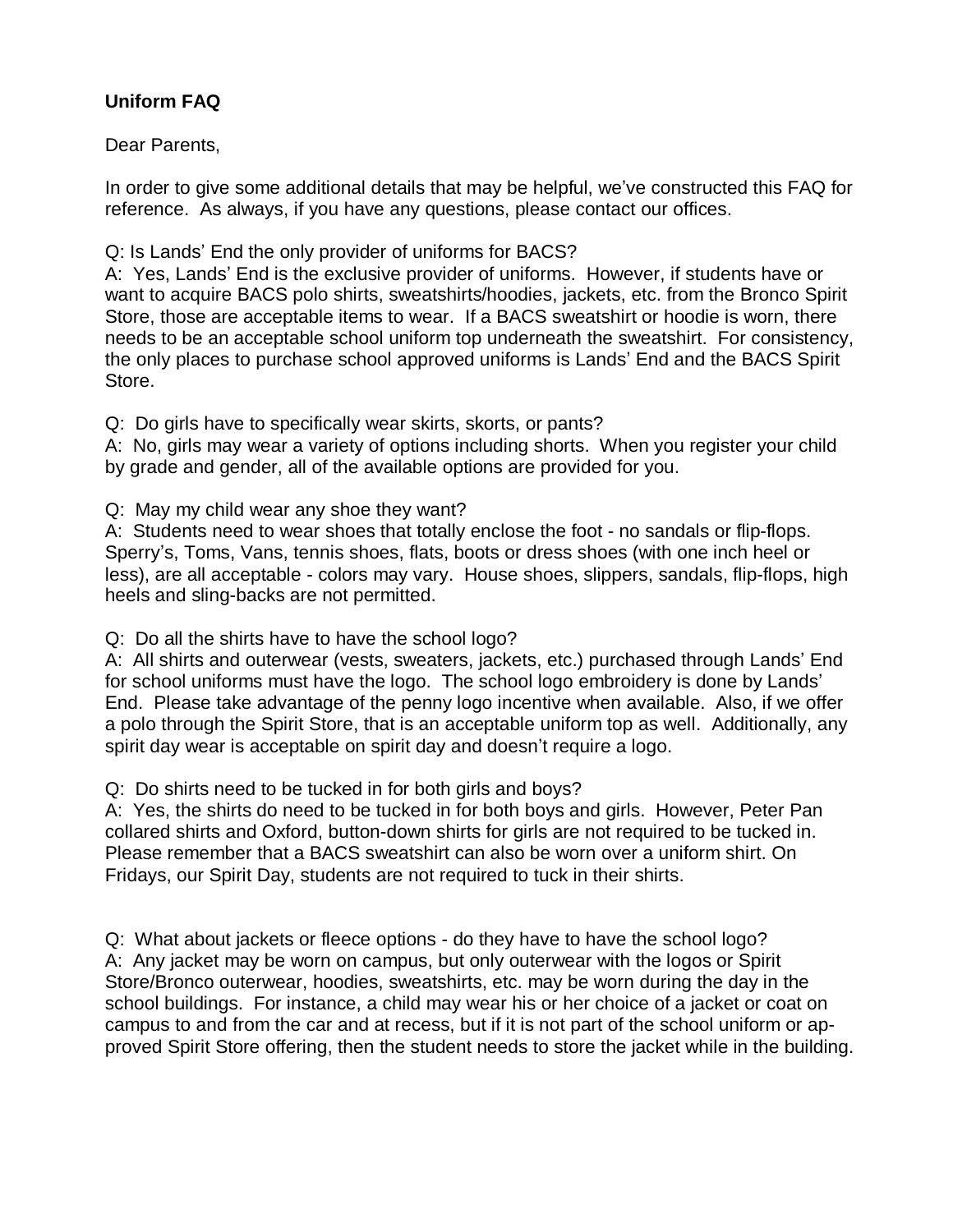**Uniform FAQ**

Dear Parents,

In order to give some additional details that may be helpful, we've constructed this FAQ for reference. As always, if you have any questions, please contact our offices.

Q: Is Lands' End the only provider of uniforms for BACS?
A: Yes, Lands' End is the exclusive provider of uniforms. However, if students have or want to acquire BACS polo shirts, sweatshirts/hoodies, jackets, etc. from the Bronco Spirit Store, those are acceptable items to wear. If a BACS sweatshirt or hoodie is worn, there needs to be an acceptable school uniform top underneath the sweatshirt. For consistency, the only places to purchase school approved uniforms is Lands' End and the BACS Spirit Store.

Q: Do girls have to specifically wear skirts, skorts, or pants?
A: No, girls may wear a variety of options including shorts. When you register your child by grade and gender, all of the available options are provided for you.

Q: May my child wear any shoe they want?
A: Students need to wear shoes that totally enclose the foot - no sandals or flip-flops. Sperry's, Toms, Vans, tennis shoes, flats, boots or dress shoes (with one inch heel or less), are all acceptable - colors may vary. House shoes, slippers, sandals, flip-flops, high heels and sling-backs are not permitted.

Q: Do all the shirts have to have the school logo?
A: All shirts and outerwear (vests, sweaters, jackets, etc.) purchased through Lands' End for school uniforms must have the logo. The school logo embroidery is done by Lands' End. Please take advantage of the penny logo incentive when available. Also, if we offer a polo through the Spirit Store, that is an acceptable uniform top as well. Additionally, any spirit day wear is acceptable on spirit day and doesn't require a logo.

Q: Do shirts need to be tucked in for both girls and boys?
A: Yes, the shirts do need to be tucked in for both boys and girls. However, Peter Pan collared shirts and Oxford, button-down shirts for girls are not required to be tucked in. Please remember that a BACS sweatshirt can also be worn over a uniform shirt. On Fridays, our Spirit Day, students are not required to tuck in their shirts.

Q: What about jackets or fleece options - do they have to have the school logo?
A: Any jacket may be worn on campus, but only outerwear with the logos or Spirit Store/Bronco outerwear, hoodies, sweatshirts, etc. may be worn during the day in the school buildings. For instance, a child may wear his or her choice of a jacket or coat on campus to and from the car and at recess, but if it is not part of the school uniform or approved Spirit Store offering, then the student needs to store the jacket while in the building.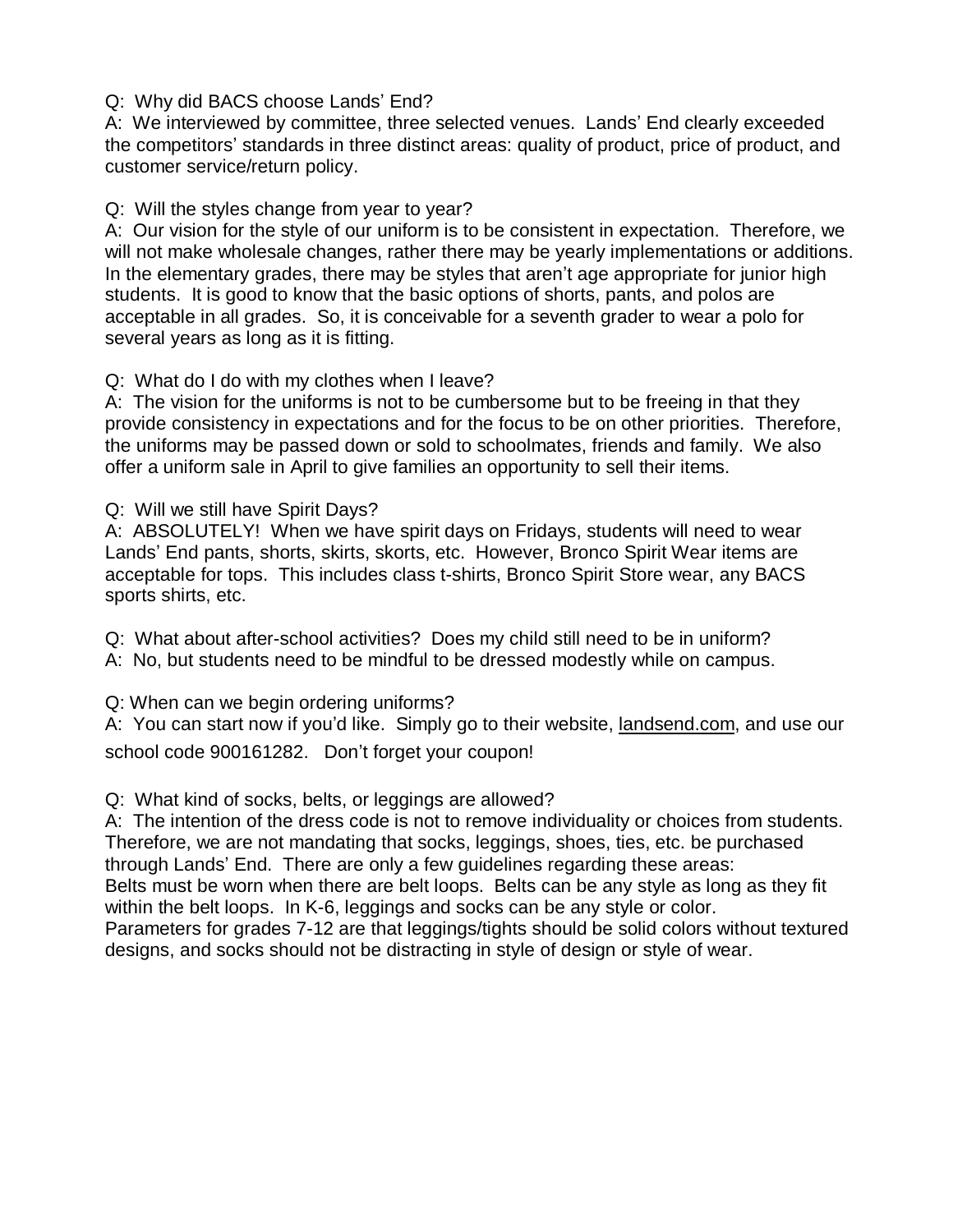Q: Why did BACS choose Lands' End?
A: We interviewed by committee, three selected venues. Lands' End clearly exceeded the competitors' standards in three distinct areas: quality of product, price of product, and customer service/return policy.

Q: Will the styles change from year to year?
A: Our vision for the style of our uniform is to be consistent in expectation. Therefore, we will not make wholesale changes, rather there may be yearly implementations or additions. In the elementary grades, there may be styles that aren't age appropriate for junior high students. It is good to know that the basic options of shorts, pants, and polos are acceptable in all grades. So, it is conceivable for a seventh grader to wear a polo for several years as long as it is fitting.

Q: What do I do with my clothes when I leave?
A: The vision for the uniforms is not to be cumbersome but to be freeing in that they provide consistency in expectations and for the focus to be on other priorities. Therefore, the uniforms may be passed down or sold to schoolmates, friends and family. We also offer a uniform sale in April to give families an opportunity to sell their items.

Q: Will we still have Spirit Days?
A: ABSOLUTELY! When we have spirit days on Fridays, students will need to wear Lands' End pants, shorts, skirts, skorts, etc. However, Bronco Spirit Wear items are acceptable for tops. This includes class t-shirts, Bronco Spirit Store wear, any BACS sports shirts, etc.

Q: What about after-school activities? Does my child still need to be in uniform?
A: No, but students need to be mindful to be dressed modestly while on campus.

Q: When can we begin ordering uniforms?
A: You can start now if you'd like. Simply go to their website, landsend.com, and use our school code 900161282. Don't forget your coupon!

Q: What kind of socks, belts, or leggings are allowed?
A: The intention of the dress code is not to remove individuality or choices from students. Therefore, we are not mandating that socks, leggings, shoes, ties, etc. be purchased through Lands' End. There are only a few guidelines regarding these areas:
Belts must be worn when there are belt loops. Belts can be any style as long as they fit within the belt loops. In K-6, leggings and socks can be any style or color.
Parameters for grades 7-12 are that leggings/tights should be solid colors without textured designs, and socks should not be distracting in style of design or style of wear.